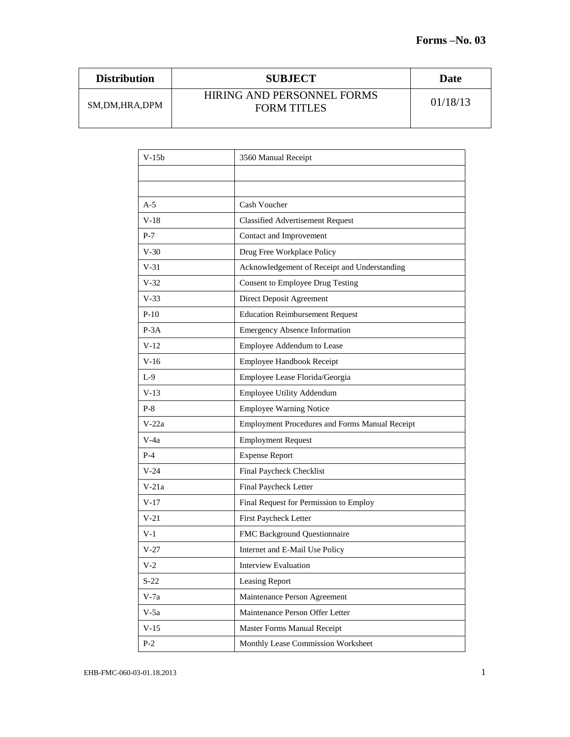**Forms –No. 03**

| Distribution | SUBJECT | Date |
|---|---|---|
| SM,DM,HRA,DPM | HIRING AND PERSONNEL FORMS<br>FORM TITLES | 01/18/13 |

| V-15b | 3560 Manual Receipt |
|---|---|
| | |
| | |
| A-5 | Cash Voucher |
| V-18 | Classified Advertisement Request |
| P-7 | Contact and Improvement |
| V-30 | Drug Free Workplace Policy |
| V-31 | Acknowledgement of Receipt and Understanding |
| V-32 | Consent to Employee Drug Testing |
| V-33 | Direct Deposit Agreement |
| P-10 | Education Reimbursement Request |
| P-3A | Emergency Absence Information |
| V-12 | Employee Addendum to Lease |
| V-16 | Employee Handbook Receipt |
| L-9 | Employee Lease Florida/Georgia |
| V-13 | Employee Utility Addendum |
| P-8 | Employee Warning Notice |
| V-22a | Employment Procedures and Forms Manual Receipt |
| V-4a | Employment Request |
| P-4 | Expense Report |
| V-24 | Final Paycheck Checklist |
| V-21a | Final Paycheck Letter |
| V-17 | Final Request for Permission to Employ |
| V-21 | First Paycheck Letter |
| V-1 | FMC Background Questionnaire |
| V-27 | Internet and E-Mail Use Policy |
| V-2 | Interview Evaluation |
| S-22 | Leasing Report |
| V-7a | Maintenance Person Agreement |
| V-5a | Maintenance Person Offer Letter |
| V-15 | Master Forms Manual Receipt |
| P-2 | Monthly Lease Commission Worksheet |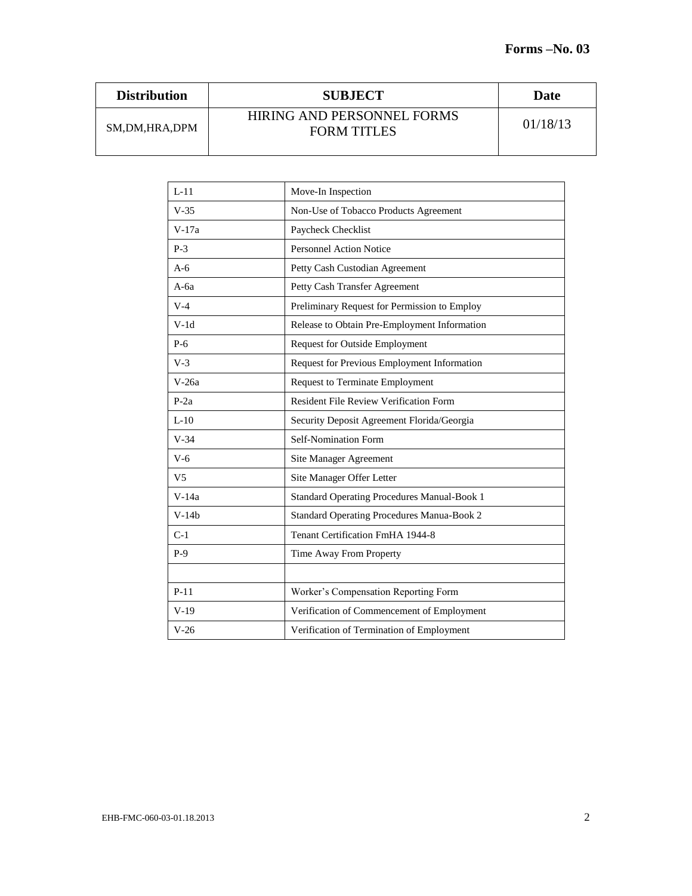**Forms –No. 03**

| Distribution | SUBJECT | Date |
|---|---|---|
| SM,DM,HRA,DPM | HIRING AND PERSONNEL FORMS<br>FORM TITLES | 01/18/13 |

| | |
|---|---|
| L-11 | Move-In Inspection |
| V-35 | Non-Use of Tobacco Products Agreement |
| V-17a | Paycheck Checklist |
| P-3 | Personnel Action Notice |
| A-6 | Petty Cash Custodian Agreement |
| A-6a | Petty Cash Transfer Agreement |
| V-4 | Preliminary Request for Permission to Employ |
| V-1d | Release to Obtain Pre-Employment Information |
| P-6 | Request for Outside Employment |
| V-3 | Request for Previous Employment Information |
| V-26a | Request to Terminate Employment |
| P-2a | Resident File Review Verification Form |
| L-10 | Security Deposit Agreement Florida/Georgia |
| V-34 | Self-Nomination Form |
| V-6 | Site Manager Agreement |
| V5 | Site Manager Offer Letter |
| V-14a | Standard Operating Procedures Manual-Book 1 |
| V-14b | Standard Operating Procedures Manua-Book 2 |
| C-1 | Tenant Certification FmHA 1944-8 |
| P-9 | Time Away From Property |
| | |
| P-11 | Worker's Compensation Reporting Form |
| V-19 | Verification of Commencement of Employment |
| V-26 | Verification of Termination of Employment |

EHB-FMC-060-03-01.18.2013